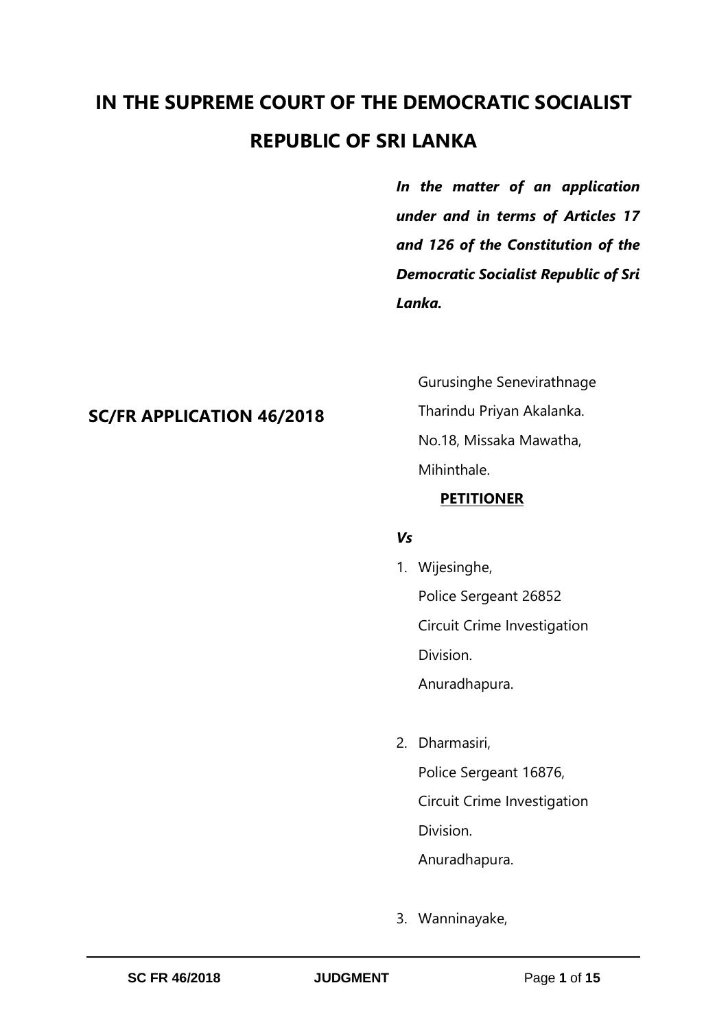# IN THE SUPREME COURT OF THE DEMOCRATIC SOCIALIST REPUBLIC OF SRI LANKA

***In the matter of an application under and in terms of Articles 17 and 126 of the Constitution of the Democratic Socialist Republic of Sri Lanka.***

**SC/FR APPLICATION 46/2018**

Gurusinghe Senevirathnage
Tharindu Priyan Akalanka.
No.18, Missaka Mawatha,
Mihinthale.

**PETITIONER**

***Vs***

1. Wijesinghe,
   Police Sergeant 26852
   Circuit Crime Investigation Division.
   Anuradhapura.

2. Dharmasiri,
   Police Sergeant 16876,
   Circuit Crime Investigation Division.
   Anuradhapura.

3. Wanninayake,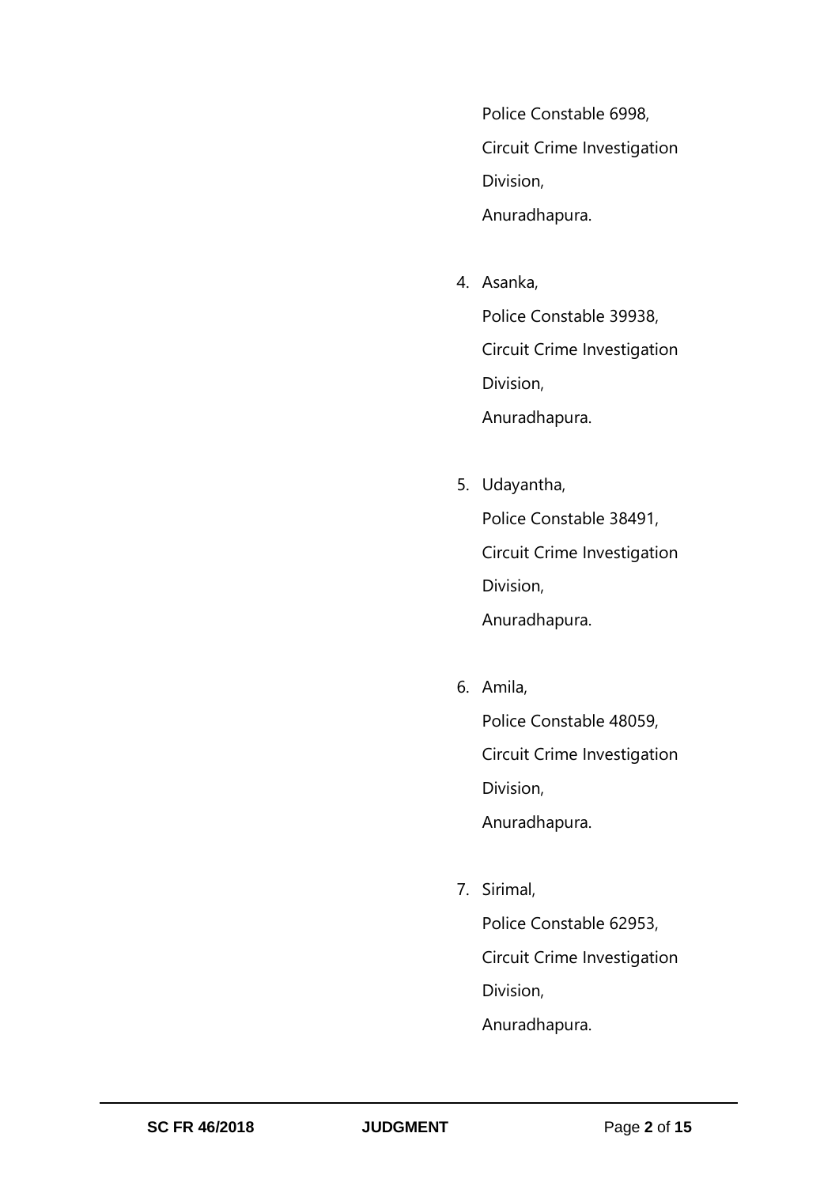Police Constable 6998,

Circuit Crime Investigation Division,

Anuradhapura.

4. Asanka,

   Police Constable 39938,

   Circuit Crime Investigation Division,

   Anuradhapura.

5. Udayantha,

   Police Constable 38491,

   Circuit Crime Investigation Division,

   Anuradhapura.

6. Amila,

   Police Constable 48059,

   Circuit Crime Investigation Division,

   Anuradhapura.

7. Sirimal,

   Police Constable 62953,

   Circuit Crime Investigation Division,

   Anuradhapura.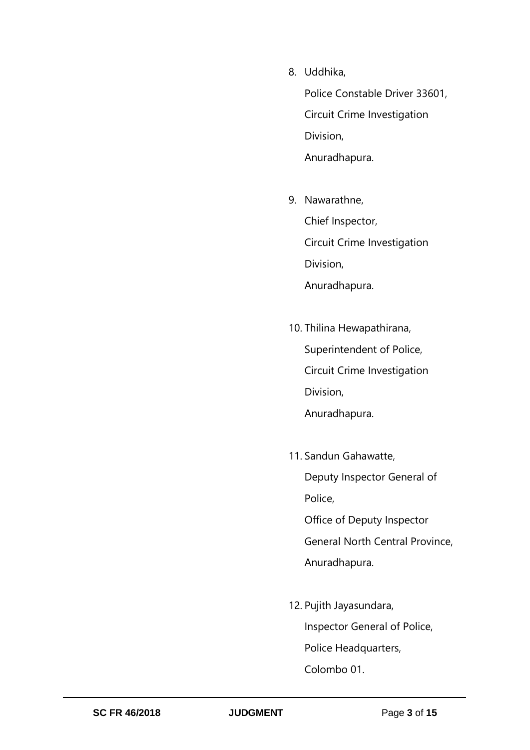8. Uddhika,

   Police Constable Driver 33601,

   Circuit Crime Investigation Division,

   Anuradhapura.

9. Nawarathne,

   Chief Inspector,

   Circuit Crime Investigation Division,

   Anuradhapura.

10. Thilina Hewapathirana,

    Superintendent of Police,

    Circuit Crime Investigation Division,

    Anuradhapura.

11. Sandun Gahawatte,

    Deputy Inspector General of Police,

    Office of Deputy Inspector General North Central Province,

    Anuradhapura.

12. Pujith Jayasundara,

    Inspector General of Police,

    Police Headquarters,

    Colombo 01.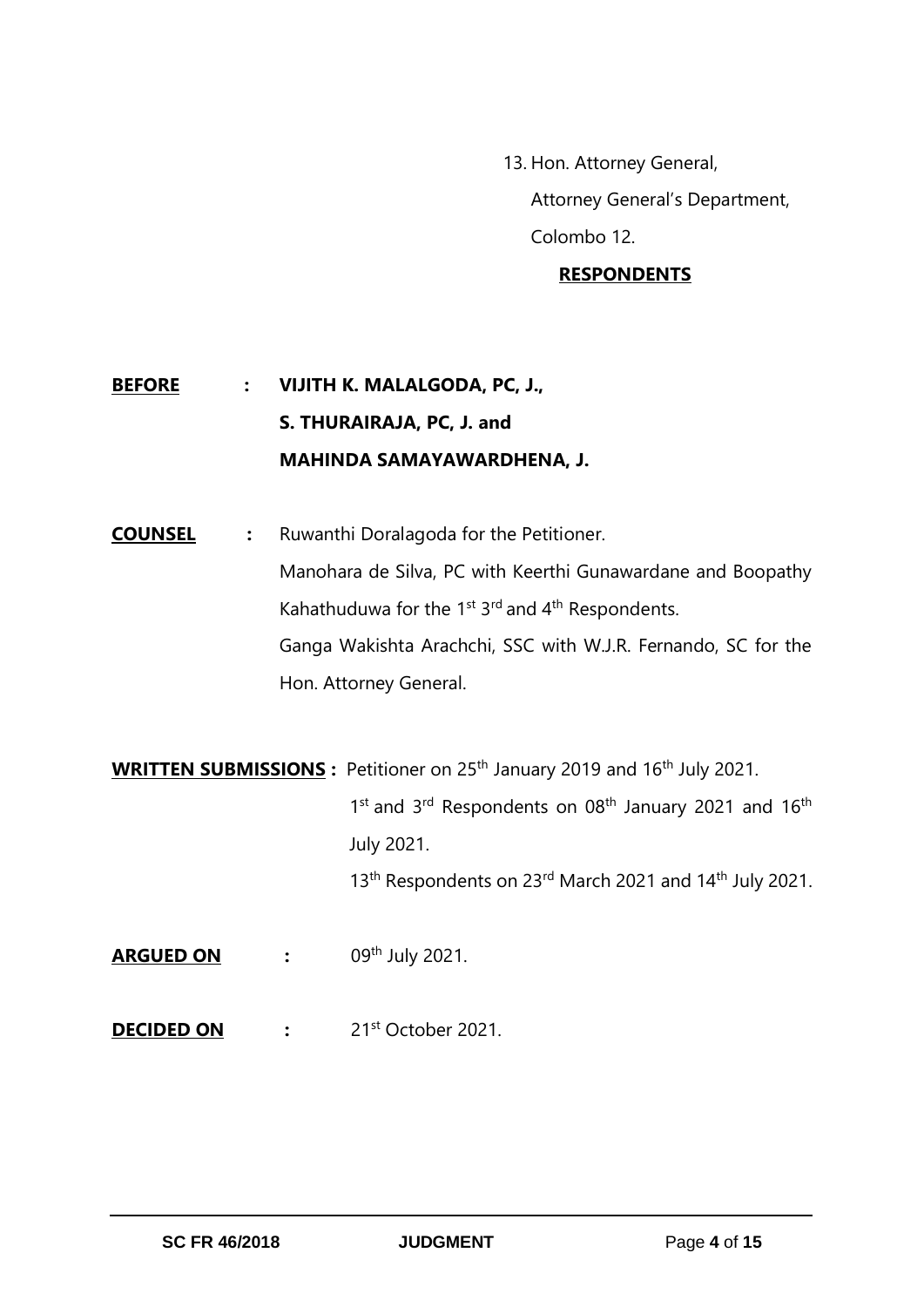13. Hon. Attorney General,
    Attorney General's Department,
    Colombo 12.

**RESPONDENTS**

**BEFORE** : **VIJITH K. MALALGODA, PC, J.,**
**S. THURAIRAJA, PC, J. and**
**MAHINDA SAMAYAWARDHENA, J.**

**COUNSEL** : Ruwanthi Doralagoda for the Petitioner.
Manohara de Silva, PC with Keerthi Gunawardane and Boopathy Kahathuduwa for the 1st 3rd and 4th Respondents.
Ganga Wakishta Arachchi, SSC with W.J.R. Fernando, SC for the Hon. Attorney General.

**WRITTEN SUBMISSIONS** : Petitioner on 25th January 2019 and 16th July 2021.
1st and 3rd Respondents on 08th January 2021 and 16th July 2021.
13th Respondents on 23rd March 2021 and 14th July 2021.

**ARGUED ON** : 09th July 2021.

**DECIDED ON** : 21st October 2021.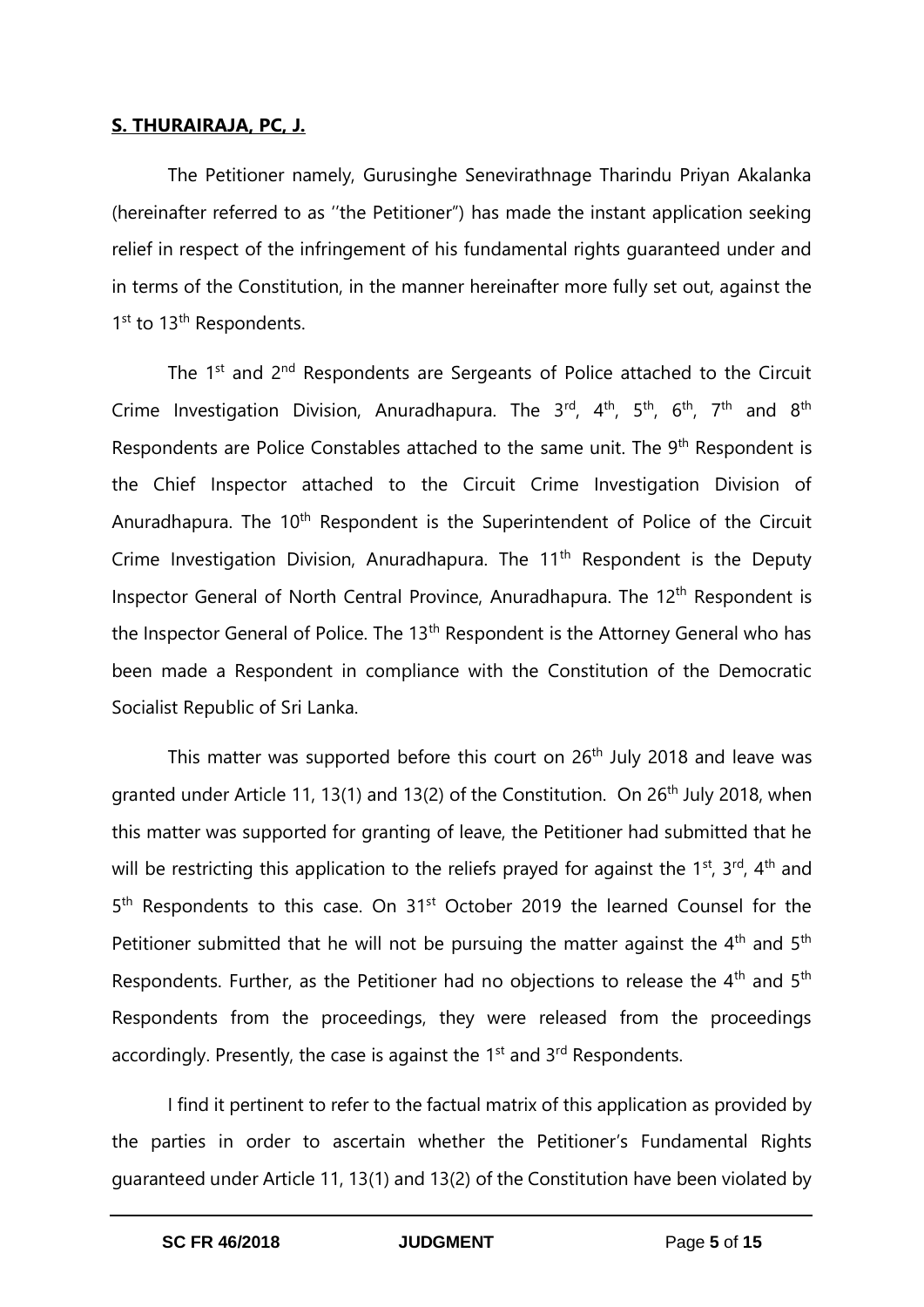**S. THURAIRAJA, PC, J.**

The Petitioner namely, Gurusinghe Senevirathnage Tharindu Priyan Akalanka (hereinafter referred to as ''the Petitioner") has made the instant application seeking relief in respect of the infringement of his fundamental rights guaranteed under and in terms of the Constitution, in the manner hereinafter more fully set out, against the 1st to 13th Respondents.

The 1st and 2nd Respondents are Sergeants of Police attached to the Circuit Crime Investigation Division, Anuradhapura. The 3rd, 4th, 5th, 6th, 7th and 8th Respondents are Police Constables attached to the same unit. The 9th Respondent is the Chief Inspector attached to the Circuit Crime Investigation Division of Anuradhapura. The 10th Respondent is the Superintendent of Police of the Circuit Crime Investigation Division, Anuradhapura. The 11th Respondent is the Deputy Inspector General of North Central Province, Anuradhapura. The 12th Respondent is the Inspector General of Police. The 13th Respondent is the Attorney General who has been made a Respondent in compliance with the Constitution of the Democratic Socialist Republic of Sri Lanka.

This matter was supported before this court on 26th July 2018 and leave was granted under Article 11, 13(1) and 13(2) of the Constitution. On 26th July 2018, when this matter was supported for granting of leave, the Petitioner had submitted that he will be restricting this application to the reliefs prayed for against the 1st, 3rd, 4th and 5th Respondents to this case. On 31st October 2019 the learned Counsel for the Petitioner submitted that he will not be pursuing the matter against the 4th and 5th Respondents. Further, as the Petitioner had no objections to release the 4th and 5th Respondents from the proceedings, they were released from the proceedings accordingly. Presently, the case is against the 1st and 3rd Respondents.

I find it pertinent to refer to the factual matrix of this application as provided by the parties in order to ascertain whether the Petitioner's Fundamental Rights guaranteed under Article 11, 13(1) and 13(2) of the Constitution have been violated by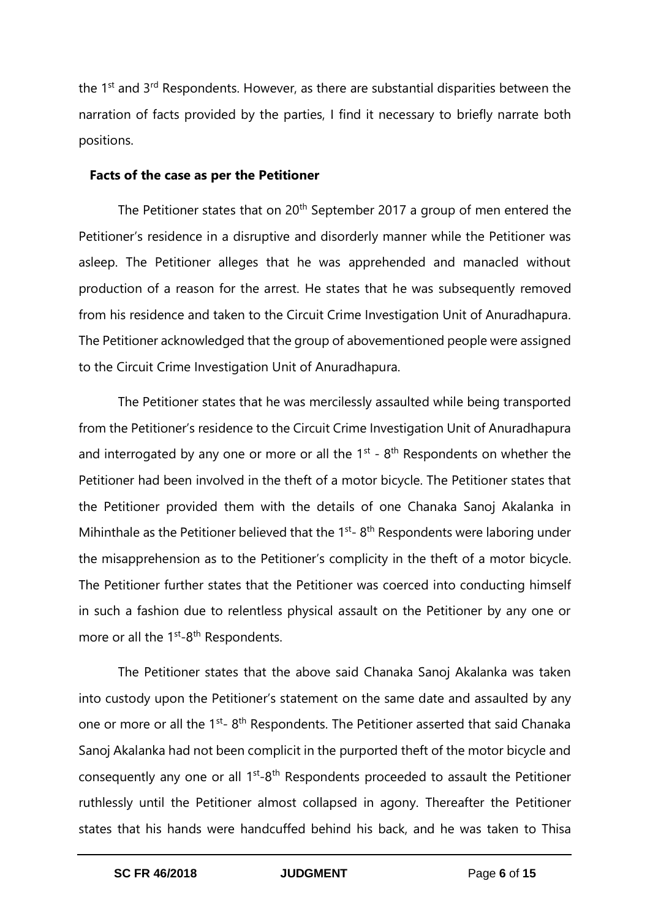the 1st and 3rd Respondents. However, as there are substantial disparities between the narration of facts provided by the parties, I find it necessary to briefly narrate both positions.

**Facts of the case as per the Petitioner**

The Petitioner states that on 20th September 2017 a group of men entered the Petitioner's residence in a disruptive and disorderly manner while the Petitioner was asleep. The Petitioner alleges that he was apprehended and manacled without production of a reason for the arrest. He states that he was subsequently removed from his residence and taken to the Circuit Crime Investigation Unit of Anuradhapura. The Petitioner acknowledged that the group of abovementioned people were assigned to the Circuit Crime Investigation Unit of Anuradhapura.

The Petitioner states that he was mercilessly assaulted while being transported from the Petitioner's residence to the Circuit Crime Investigation Unit of Anuradhapura and interrogated by any one or more or all the 1st - 8th Respondents on whether the Petitioner had been involved in the theft of a motor bicycle. The Petitioner states that the Petitioner provided them with the details of one Chanaka Sanoj Akalanka in Mihinthale as the Petitioner believed that the 1st- 8th Respondents were laboring under the misapprehension as to the Petitioner's complicity in the theft of a motor bicycle. The Petitioner further states that the Petitioner was coerced into conducting himself in such a fashion due to relentless physical assault on the Petitioner by any one or more or all the 1st-8th Respondents.

The Petitioner states that the above said Chanaka Sanoj Akalanka was taken into custody upon the Petitioner's statement on the same date and assaulted by any one or more or all the 1st- 8th Respondents. The Petitioner asserted that said Chanaka Sanoj Akalanka had not been complicit in the purported theft of the motor bicycle and consequently any one or all 1st-8th Respondents proceeded to assault the Petitioner ruthlessly until the Petitioner almost collapsed in agony. Thereafter the Petitioner states that his hands were handcuffed behind his back, and he was taken to Thisa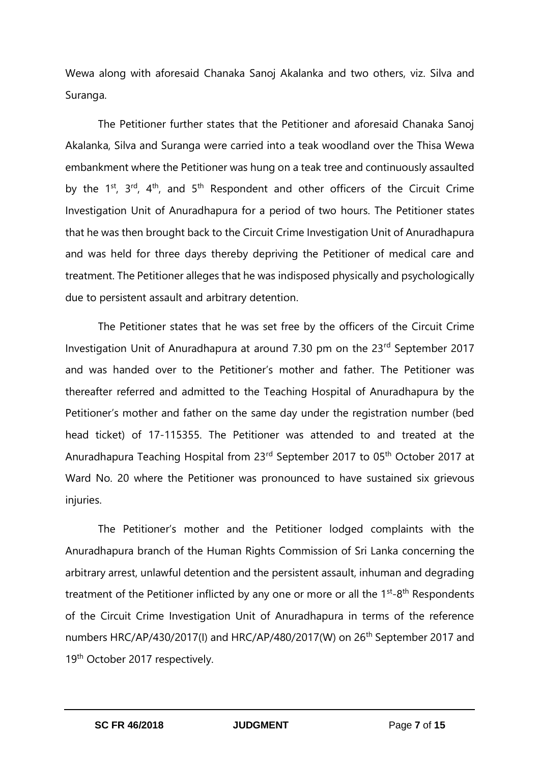Wewa along with aforesaid Chanaka Sanoj Akalanka and two others, viz. Silva and Suranga.

The Petitioner further states that the Petitioner and aforesaid Chanaka Sanoj Akalanka, Silva and Suranga were carried into a teak woodland over the Thisa Wewa embankment where the Petitioner was hung on a teak tree and continuously assaulted by the 1st, 3rd, 4th, and 5th Respondent and other officers of the Circuit Crime Investigation Unit of Anuradhapura for a period of two hours. The Petitioner states that he was then brought back to the Circuit Crime Investigation Unit of Anuradhapura and was held for three days thereby depriving the Petitioner of medical care and treatment. The Petitioner alleges that he was indisposed physically and psychologically due to persistent assault and arbitrary detention.

The Petitioner states that he was set free by the officers of the Circuit Crime Investigation Unit of Anuradhapura at around 7.30 pm on the 23rd September 2017 and was handed over to the Petitioner's mother and father. The Petitioner was thereafter referred and admitted to the Teaching Hospital of Anuradhapura by the Petitioner's mother and father on the same day under the registration number (bed head ticket) of 17-115355. The Petitioner was attended to and treated at the Anuradhapura Teaching Hospital from 23rd September 2017 to 05th October 2017 at Ward No. 20 where the Petitioner was pronounced to have sustained six grievous injuries.

The Petitioner's mother and the Petitioner lodged complaints with the Anuradhapura branch of the Human Rights Commission of Sri Lanka concerning the arbitrary arrest, unlawful detention and the persistent assault, inhuman and degrading treatment of the Petitioner inflicted by any one or more or all the 1st-8th Respondents of the Circuit Crime Investigation Unit of Anuradhapura in terms of the reference numbers HRC/AP/430/2017(I) and HRC/AP/480/2017(W) on 26th September 2017 and 19th October 2017 respectively.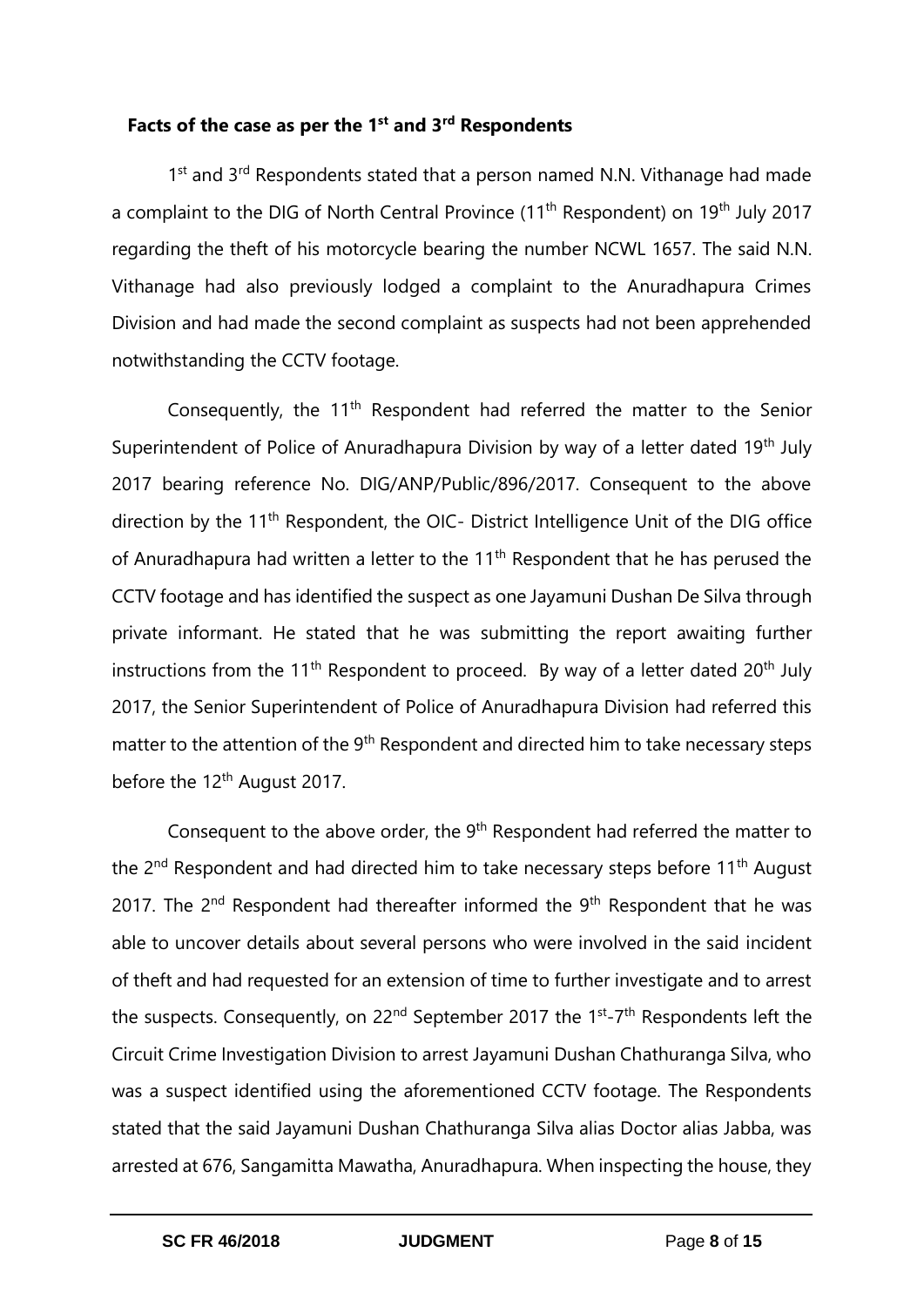## Facts of the case as per the 1st and 3rd Respondents

1st and 3rd Respondents stated that a person named N.N. Vithanage had made a complaint to the DIG of North Central Province (11th Respondent) on 19th July 2017 regarding the theft of his motorcycle bearing the number NCWL 1657. The said N.N. Vithanage had also previously lodged a complaint to the Anuradhapura Crimes Division and had made the second complaint as suspects had not been apprehended notwithstanding the CCTV footage.

Consequently, the 11th Respondent had referred the matter to the Senior Superintendent of Police of Anuradhapura Division by way of a letter dated 19th July 2017 bearing reference No. DIG/ANP/Public/896/2017. Consequent to the above direction by the 11th Respondent, the OIC- District Intelligence Unit of the DIG office of Anuradhapura had written a letter to the 11th Respondent that he has perused the CCTV footage and has identified the suspect as one Jayamuni Dushan De Silva through private informant. He stated that he was submitting the report awaiting further instructions from the 11th Respondent to proceed. By way of a letter dated 20th July 2017, the Senior Superintendent of Police of Anuradhapura Division had referred this matter to the attention of the 9th Respondent and directed him to take necessary steps before the 12th August 2017.

Consequent to the above order, the 9th Respondent had referred the matter to the 2nd Respondent and had directed him to take necessary steps before 11th August 2017. The 2nd Respondent had thereafter informed the 9th Respondent that he was able to uncover details about several persons who were involved in the said incident of theft and had requested for an extension of time to further investigate and to arrest the suspects. Consequently, on 22nd September 2017 the 1st-7th Respondents left the Circuit Crime Investigation Division to arrest Jayamuni Dushan Chathuranga Silva, who was a suspect identified using the aforementioned CCTV footage. The Respondents stated that the said Jayamuni Dushan Chathuranga Silva alias Doctor alias Jabba, was arrested at 676, Sangamitta Mawatha, Anuradhapura. When inspecting the house, they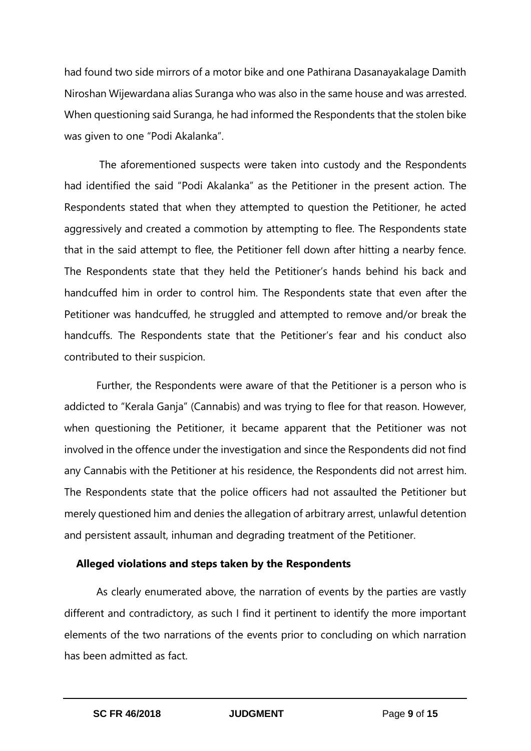had found two side mirrors of a motor bike and one Pathirana Dasanayakalage Damith Niroshan Wijewardana alias Suranga who was also in the same house and was arrested. When questioning said Suranga, he had informed the Respondents that the stolen bike was given to one "Podi Akalanka".

The aforementioned suspects were taken into custody and the Respondents had identified the said "Podi Akalanka" as the Petitioner in the present action. The Respondents stated that when they attempted to question the Petitioner, he acted aggressively and created a commotion by attempting to flee. The Respondents state that in the said attempt to flee, the Petitioner fell down after hitting a nearby fence. The Respondents state that they held the Petitioner's hands behind his back and handcuffed him in order to control him. The Respondents state that even after the Petitioner was handcuffed, he struggled and attempted to remove and/or break the handcuffs. The Respondents state that the Petitioner's fear and his conduct also contributed to their suspicion.

Further, the Respondents were aware of that the Petitioner is a person who is addicted to "Kerala Ganja" (Cannabis) and was trying to flee for that reason. However, when questioning the Petitioner, it became apparent that the Petitioner was not involved in the offence under the investigation and since the Respondents did not find any Cannabis with the Petitioner at his residence, the Respondents did not arrest him. The Respondents state that the police officers had not assaulted the Petitioner but merely questioned him and denies the allegation of arbitrary arrest, unlawful detention and persistent assault, inhuman and degrading treatment of the Petitioner.

### Alleged violations and steps taken by the Respondents

As clearly enumerated above, the narration of events by the parties are vastly different and contradictory, as such I find it pertinent to identify the more important elements of the two narrations of the events prior to concluding on which narration has been admitted as fact.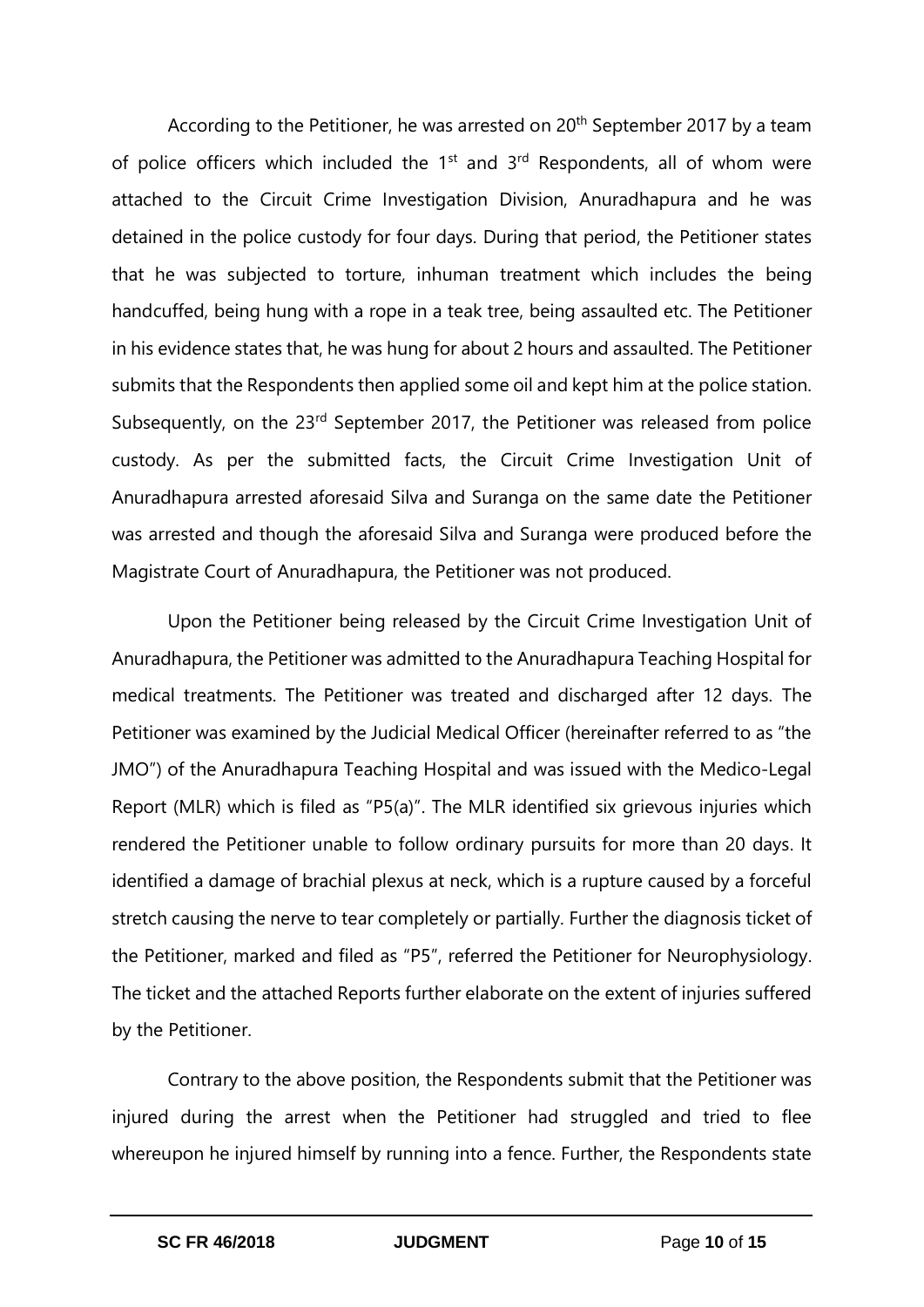According to the Petitioner, he was arrested on 20th September 2017 by a team of police officers which included the 1st and 3rd Respondents, all of whom were attached to the Circuit Crime Investigation Division, Anuradhapura and he was detained in the police custody for four days. During that period, the Petitioner states that he was subjected to torture, inhuman treatment which includes the being handcuffed, being hung with a rope in a teak tree, being assaulted etc. The Petitioner in his evidence states that, he was hung for about 2 hours and assaulted. The Petitioner submits that the Respondents then applied some oil and kept him at the police station. Subsequently, on the 23rd September 2017, the Petitioner was released from police custody. As per the submitted facts, the Circuit Crime Investigation Unit of Anuradhapura arrested aforesaid Silva and Suranga on the same date the Petitioner was arrested and though the aforesaid Silva and Suranga were produced before the Magistrate Court of Anuradhapura, the Petitioner was not produced.

Upon the Petitioner being released by the Circuit Crime Investigation Unit of Anuradhapura, the Petitioner was admitted to the Anuradhapura Teaching Hospital for medical treatments. The Petitioner was treated and discharged after 12 days. The Petitioner was examined by the Judicial Medical Officer (hereinafter referred to as "the JMO") of the Anuradhapura Teaching Hospital and was issued with the Medico-Legal Report (MLR) which is filed as "P5(a)". The MLR identified six grievous injuries which rendered the Petitioner unable to follow ordinary pursuits for more than 20 days. It identified a damage of brachial plexus at neck, which is a rupture caused by a forceful stretch causing the nerve to tear completely or partially. Further the diagnosis ticket of the Petitioner, marked and filed as "P5", referred the Petitioner for Neurophysiology. The ticket and the attached Reports further elaborate on the extent of injuries suffered by the Petitioner.

Contrary to the above position, the Respondents submit that the Petitioner was injured during the arrest when the Petitioner had struggled and tried to flee whereupon he injured himself by running into a fence. Further, the Respondents state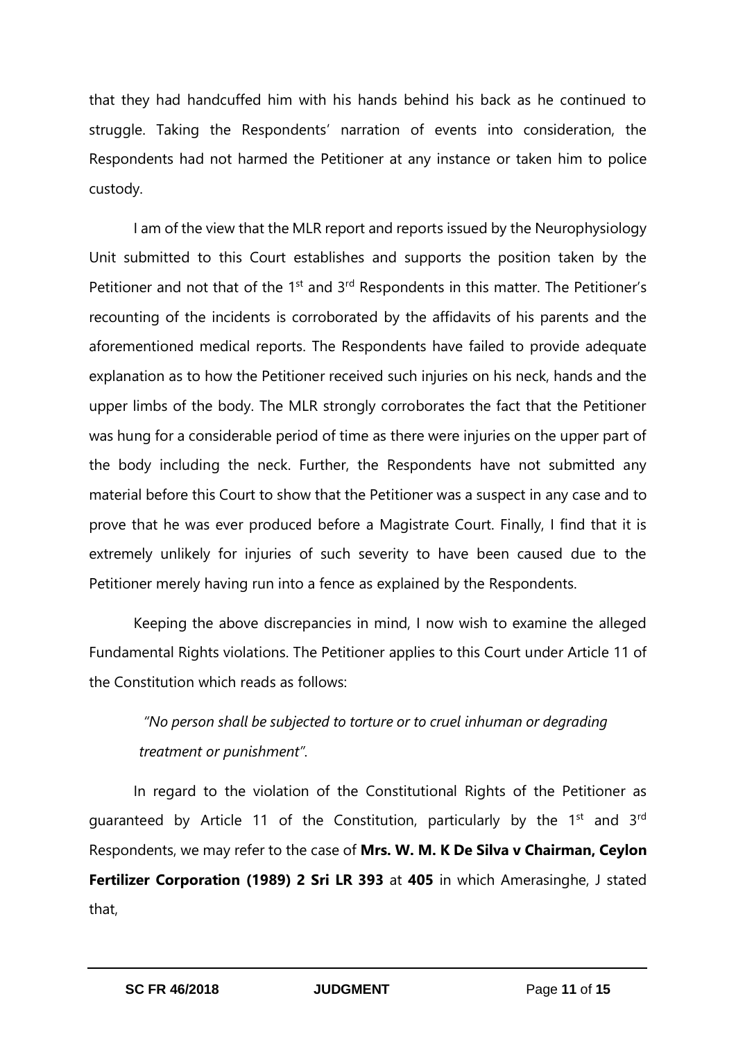that they had handcuffed him with his hands behind his back as he continued to struggle. Taking the Respondents' narration of events into consideration, the Respondents had not harmed the Petitioner at any instance or taken him to police custody.

I am of the view that the MLR report and reports issued by the Neurophysiology Unit submitted to this Court establishes and supports the position taken by the Petitioner and not that of the 1st and 3rd Respondents in this matter. The Petitioner's recounting of the incidents is corroborated by the affidavits of his parents and the aforementioned medical reports. The Respondents have failed to provide adequate explanation as to how the Petitioner received such injuries on his neck, hands and the upper limbs of the body. The MLR strongly corroborates the fact that the Petitioner was hung for a considerable period of time as there were injuries on the upper part of the body including the neck. Further, the Respondents have not submitted any material before this Court to show that the Petitioner was a suspect in any case and to prove that he was ever produced before a Magistrate Court. Finally, I find that it is extremely unlikely for injuries of such severity to have been caused due to the Petitioner merely having run into a fence as explained by the Respondents.

Keeping the above discrepancies in mind, I now wish to examine the alleged Fundamental Rights violations. The Petitioner applies to this Court under Article 11 of the Constitution which reads as follows:

> *"No person shall be subjected to torture or to cruel inhuman or degrading treatment or punishment".*

In regard to the violation of the Constitutional Rights of the Petitioner as guaranteed by Article 11 of the Constitution, particularly by the 1st and 3rd Respondents, we may refer to the case of **Mrs. W. M. K De Silva v Chairman, Ceylon Fertilizer Corporation (1989) 2 Sri LR 393** at **405** in which Amerasinghe, J stated that,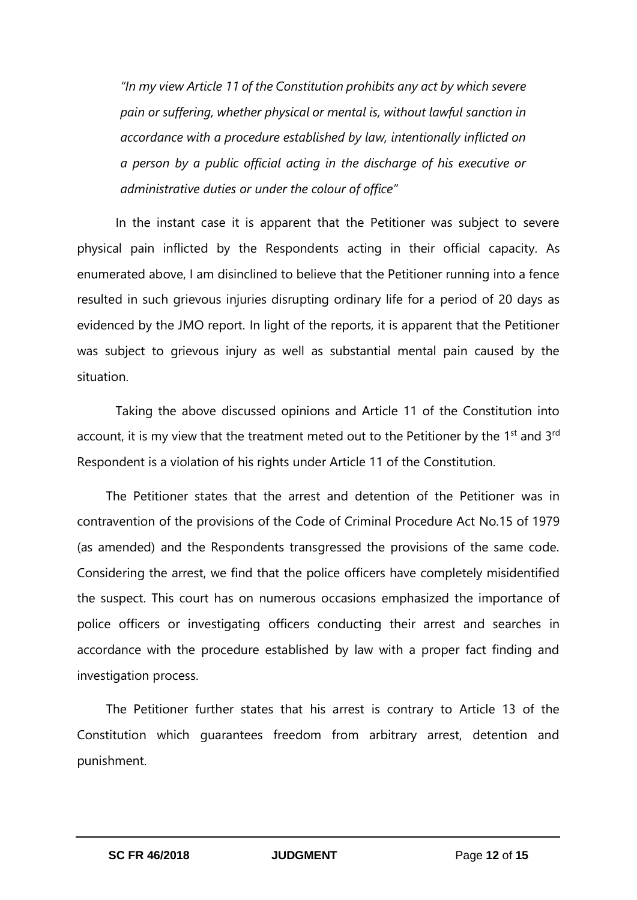*"In my view Article 11 of the Constitution prohibits any act by which severe pain or suffering, whether physical or mental is, without lawful sanction in accordance with a procedure established by law, intentionally inflicted on a person by a public official acting in the discharge of his executive or administrative duties or under the colour of office"*

In the instant case it is apparent that the Petitioner was subject to severe physical pain inflicted by the Respondents acting in their official capacity. As enumerated above, I am disinclined to believe that the Petitioner running into a fence resulted in such grievous injuries disrupting ordinary life for a period of 20 days as evidenced by the JMO report. In light of the reports, it is apparent that the Petitioner was subject to grievous injury as well as substantial mental pain caused by the situation.

Taking the above discussed opinions and Article 11 of the Constitution into account, it is my view that the treatment meted out to the Petitioner by the 1st and 3rd Respondent is a violation of his rights under Article 11 of the Constitution.

The Petitioner states that the arrest and detention of the Petitioner was in contravention of the provisions of the Code of Criminal Procedure Act No.15 of 1979 (as amended) and the Respondents transgressed the provisions of the same code. Considering the arrest, we find that the police officers have completely misidentified the suspect. This court has on numerous occasions emphasized the importance of police officers or investigating officers conducting their arrest and searches in accordance with the procedure established by law with a proper fact finding and investigation process.

The Petitioner further states that his arrest is contrary to Article 13 of the Constitution which guarantees freedom from arbitrary arrest, detention and punishment.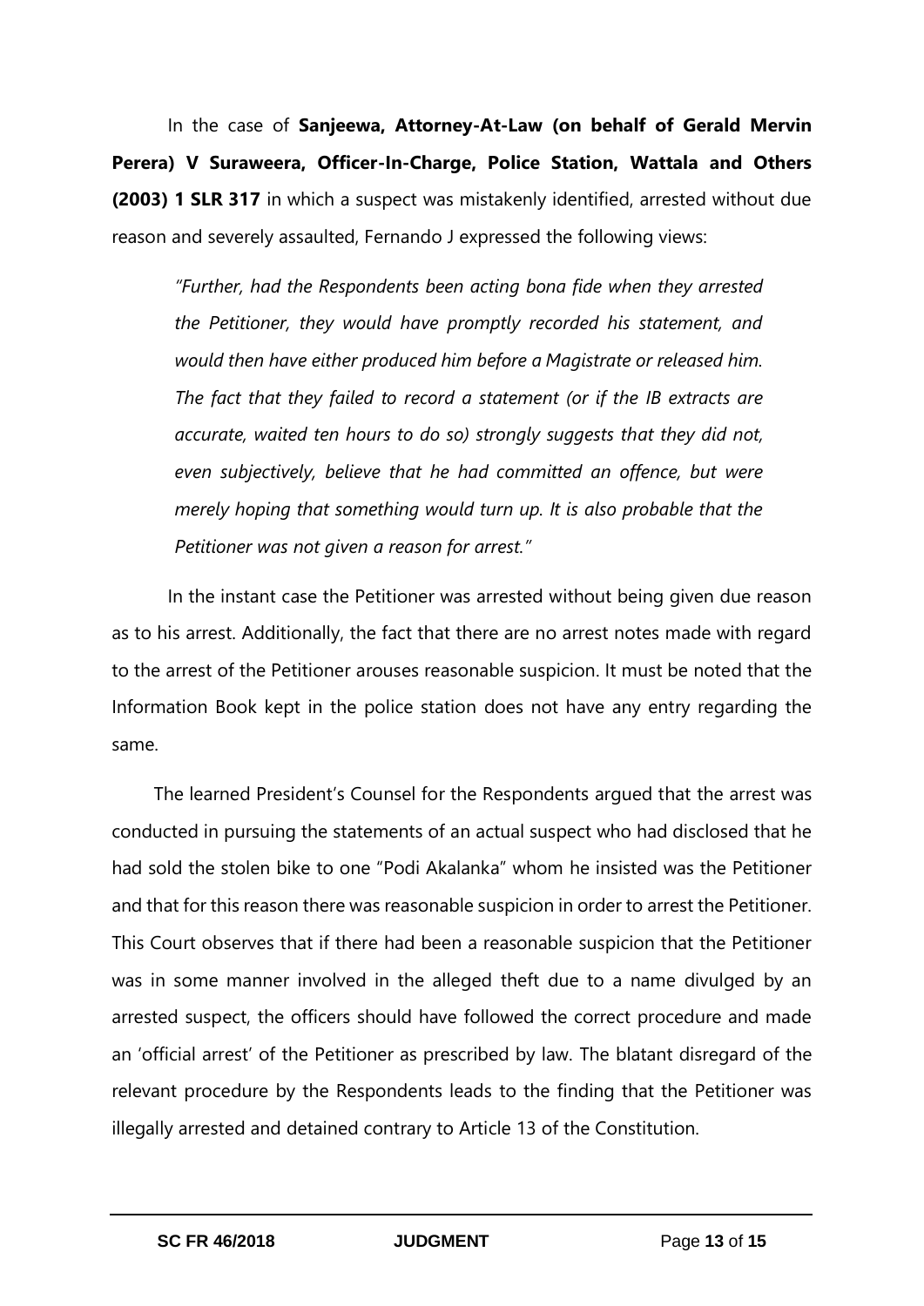In the case of **Sanjeewa, Attorney-At-Law (on behalf of Gerald Mervin Perera) V Suraweera, Officer-In-Charge, Police Station, Wattala and Others (2003) 1 SLR 317** in which a suspect was mistakenly identified, arrested without due reason and severely assaulted, Fernando J expressed the following views:

> *"Further, had the Respondents been acting bona fide when they arrested the Petitioner, they would have promptly recorded his statement, and would then have either produced him before a Magistrate or released him. The fact that they failed to record a statement (or if the IB extracts are accurate, waited ten hours to do so) strongly suggests that they did not, even subjectively, believe that he had committed an offence, but were merely hoping that something would turn up. It is also probable that the Petitioner was not given a reason for arrest."*

In the instant case the Petitioner was arrested without being given due reason as to his arrest. Additionally, the fact that there are no arrest notes made with regard to the arrest of the Petitioner arouses reasonable suspicion. It must be noted that the Information Book kept in the police station does not have any entry regarding the same.

The learned President's Counsel for the Respondents argued that the arrest was conducted in pursuing the statements of an actual suspect who had disclosed that he had sold the stolen bike to one "Podi Akalanka" whom he insisted was the Petitioner and that for this reason there was reasonable suspicion in order to arrest the Petitioner. This Court observes that if there had been a reasonable suspicion that the Petitioner was in some manner involved in the alleged theft due to a name divulged by an arrested suspect, the officers should have followed the correct procedure and made an 'official arrest' of the Petitioner as prescribed by law. The blatant disregard of the relevant procedure by the Respondents leads to the finding that the Petitioner was illegally arrested and detained contrary to Article 13 of the Constitution.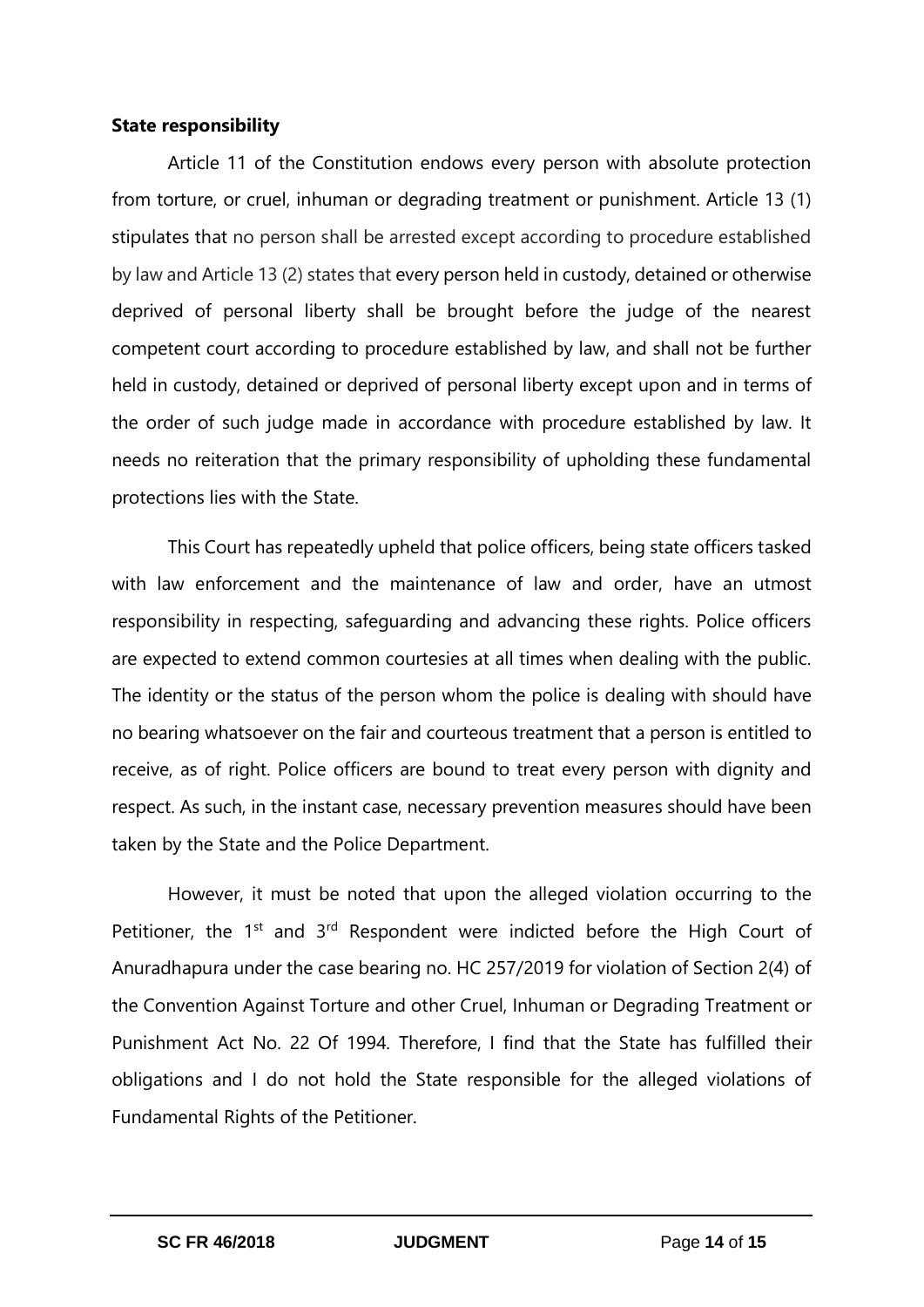**State responsibility**

Article 11 of the Constitution endows every person with absolute protection from torture, or cruel, inhuman or degrading treatment or punishment. Article 13 (1) stipulates that no person shall be arrested except according to procedure established by law and Article 13 (2) states that every person held in custody, detained or otherwise deprived of personal liberty shall be brought before the judge of the nearest competent court according to procedure established by law, and shall not be further held in custody, detained or deprived of personal liberty except upon and in terms of the order of such judge made in accordance with procedure established by law. It needs no reiteration that the primary responsibility of upholding these fundamental protections lies with the State.

This Court has repeatedly upheld that police officers, being state officers tasked with law enforcement and the maintenance of law and order, have an utmost responsibility in respecting, safeguarding and advancing these rights. Police officers are expected to extend common courtesies at all times when dealing with the public. The identity or the status of the person whom the police is dealing with should have no bearing whatsoever on the fair and courteous treatment that a person is entitled to receive, as of right. Police officers are bound to treat every person with dignity and respect. As such, in the instant case, necessary prevention measures should have been taken by the State and the Police Department.

However, it must be noted that upon the alleged violation occurring to the Petitioner, the 1st and 3rd Respondent were indicted before the High Court of Anuradhapura under the case bearing no. HC 257/2019 for violation of Section 2(4) of the Convention Against Torture and other Cruel, Inhuman or Degrading Treatment or Punishment Act No. 22 Of 1994. Therefore, I find that the State has fulfilled their obligations and I do not hold the State responsible for the alleged violations of Fundamental Rights of the Petitioner.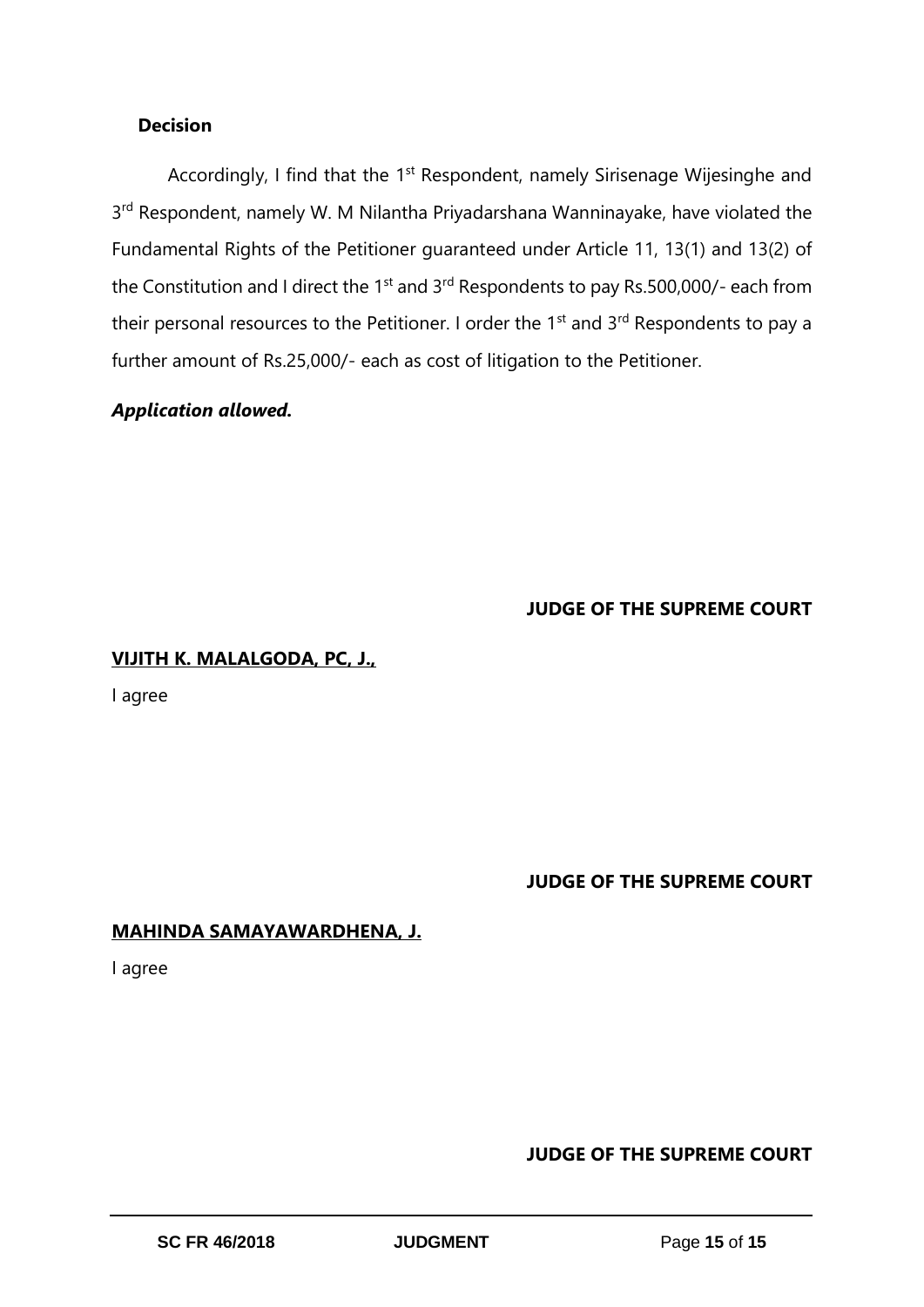**Decision**

Accordingly, I find that the 1st Respondent, namely Sirisenage Wijesinghe and 3rd Respondent, namely W. M Nilantha Priyadarshana Wanninayake, have violated the Fundamental Rights of the Petitioner guaranteed under Article 11, 13(1) and 13(2) of the Constitution and I direct the 1st and 3rd Respondents to pay Rs.500,000/- each from their personal resources to the Petitioner. I order the 1st and 3rd Respondents to pay a further amount of Rs.25,000/- each as cost of litigation to the Petitioner.

***Application allowed.***

**JUDGE OF THE SUPREME COURT**

**VIJITH K. MALALGODA, PC, J.,**

I agree

**JUDGE OF THE SUPREME COURT**

**MAHINDA SAMAYAWARDHENA, J.**

I agree

**JUDGE OF THE SUPREME COURT**